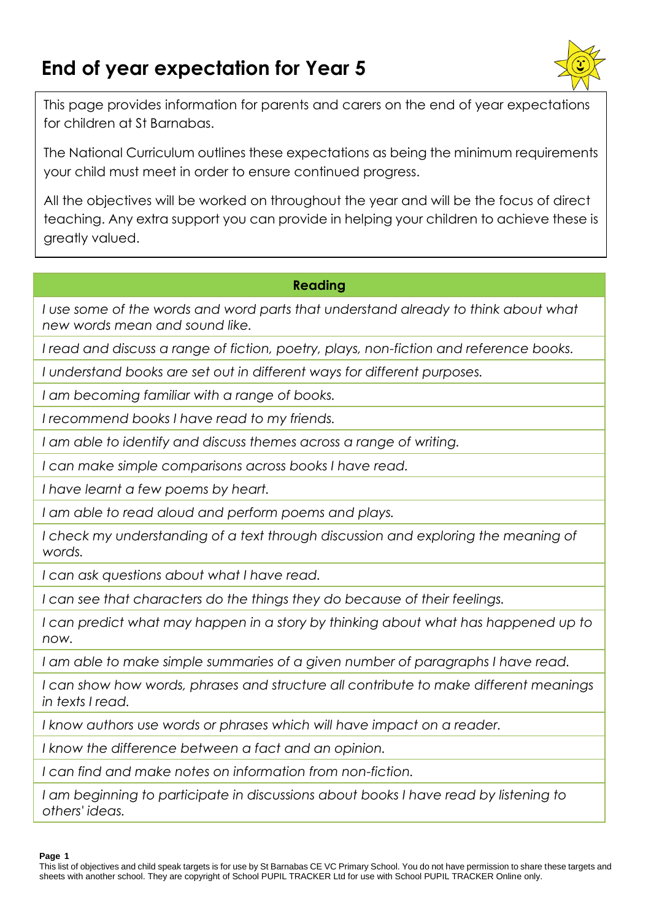# End of year expectation for Year 5

This page provides information for parents and carers on the end of year expectations for children at St Barnabas.

The National Curriculum outlines these expectations as being the minimum requirements your child must meet in order to ensure continued progress.

All the objectives will be worked on throughout the year and will be the focus of direct teaching. Any extra support you can provide in helping your children to achieve these is greatly valued.

| Reading |
| --- |
| *I use some of the words and word parts that understand already to think about what new words mean and sound like.* |
| *I read and discuss a range of fiction, poetry, plays, non-fiction and reference books.* |
| *I understand books are set out in different ways for different purposes.* |
| *I am becoming familiar with a range of books.* |
| *I recommend books I have read to my friends.* |
| *I am able to identify and discuss themes across a range of writing.* |
| *I can make simple comparisons across books I have read.* |
| *I have learnt a few poems by heart.* |
| *I am able to read aloud and perform poems and plays.* |
| *I check my understanding of a text through discussion and exploring the meaning of words.* |
| *I can ask questions about what I have read.* |
| *I can see that characters do the things they do because of their feelings.* |
| *I can predict what may happen in a story by thinking about what has happened up to now.* |
| *I am able to make simple summaries of a given number of paragraphs I have read.* |
| *I can show how words, phrases and structure all contribute to make different meanings in texts I read.* |
| *I know authors use words or phrases which will have impact on a reader.* |
| *I know the difference between a fact and an opinion.* |
| *I can find and make notes on information from non-fiction.* |
| *I am beginning to participate in discussions about books I have read by listening to others' ideas.* |

This list of objectives and child speak targets is for use by St Barnabas CE VC Primary School. You do not have permission to share these targets and sheets with another school. They are copyright of School PUPIL TRACKER Ltd for use with School PUPIL TRACKER Online only.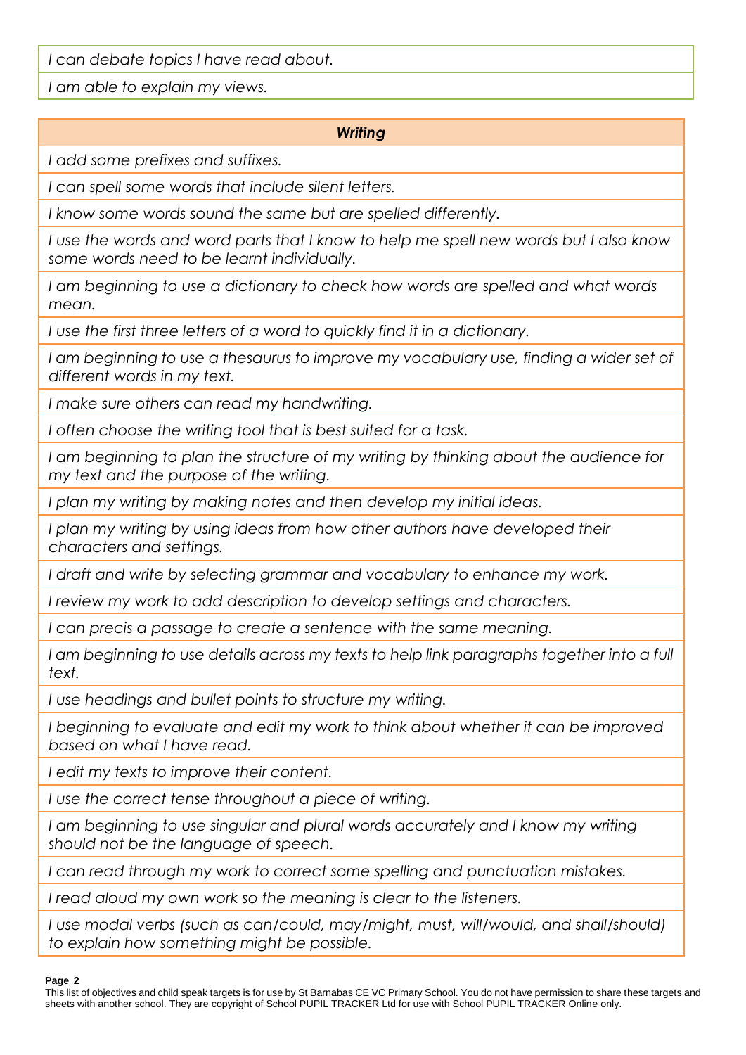| |
|---|
| *I can debate topics I have read about.* |
| *I am able to explain my views.* |

| ***Writing*** |
|---|
| *I add some prefixes and suffixes.* |
| *I can spell some words that include silent letters.* |
| *I know some words sound the same but are spelled differently.* |
| *I use the words and word parts that I know to help me spell new words but I also know some words need to be learnt individually.* |
| *I am beginning to use a dictionary to check how words are spelled and what words mean.* |
| *I use the first three letters of a word to quickly find it in a dictionary.* |
| *I am beginning to use a thesaurus to improve my vocabulary use, finding a wider set of different words in my text.* |
| *I make sure others can read my handwriting.* |
| *I often choose the writing tool that is best suited for a task.* |
| *I am beginning to plan the structure of my writing by thinking about the audience for my text and the purpose of the writing.* |
| *I plan my writing by making notes and then develop my initial ideas.* |
| *I plan my writing by using ideas from how other authors have developed their characters and settings.* |
| *I draft and write by selecting grammar and vocabulary to enhance my work.* |
| *I review my work to add description to develop settings and characters.* |
| *I can precis a passage to create a sentence with the same meaning.* |
| *I am beginning to use details across my texts to help link paragraphs together into a full text.* |
| *I use headings and bullet points to structure my writing.* |
| *I beginning to evaluate and edit my work to think about whether it can be improved based on what I have read.* |
| *I edit my texts to improve their content.* |
| *I use the correct tense throughout a piece of writing.* |
| *I am beginning to use singular and plural words accurately and I know my writing should not be the language of speech.* |
| *I can read through my work to correct some spelling and punctuation mistakes.* |
| *I read aloud my own work so the meaning is clear to the listeners.* |
| *I use modal verbs (such as can/could, may/might, must, will/would, and shall/should) to explain how something might be possible.* |

This list of objectives and child speak targets is for use by St Barnabas CE VC Primary School. You do not have permission to share these targets and sheets with another school. They are copyright of School PUPIL TRACKER Ltd for use with School PUPIL TRACKER Online only.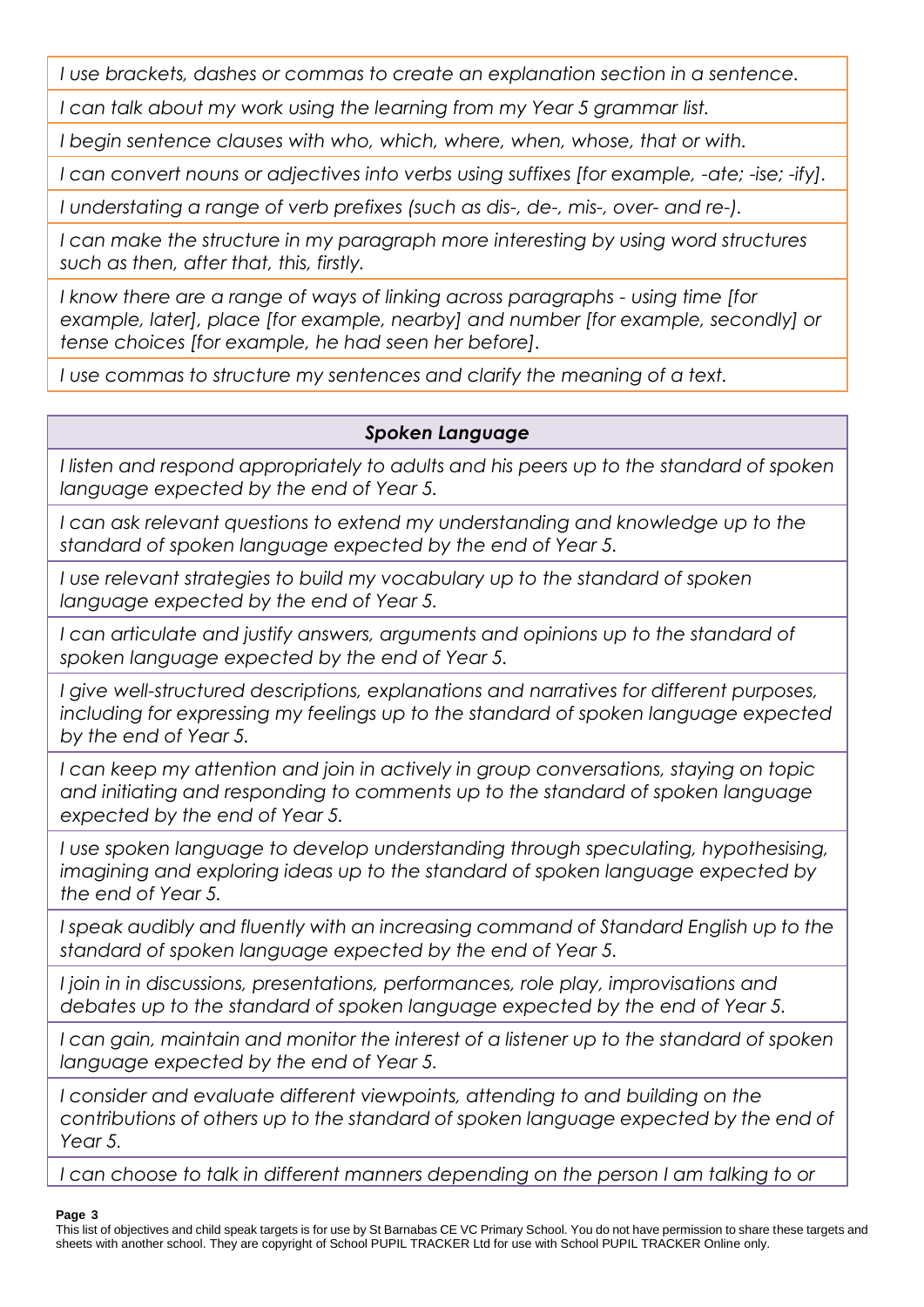| |
|---|
| *I use brackets, dashes or commas to create an explanation section in a sentence.* |
| *I can talk about my work using the learning from my Year 5 grammar list.* |
| *I begin sentence clauses with who, which, where, when, whose, that or with.* |
| *I can convert nouns or adjectives into verbs using suffixes [for example, -ate; -ise; -ify].* |
| *I understating a range of verb prefixes (such as dis-, de-, mis-, over- and re-).* |
| *I can make the structure in my paragraph more interesting by using word structures such as then, after that, this, firstly.* |
| *I know there are a range of ways of linking across paragraphs - using time [for example, later], place [for example, nearby] and number [for example, secondly] or tense choices [for example, he had seen her before].* |
| *I use commas to structure my sentences and clarify the meaning of a text.* |

| ***Spoken Language*** |
|---|
| *I listen and respond appropriately to adults and his peers up to the standard of spoken language expected by the end of Year 5.* |
| *I can ask relevant questions to extend my understanding and knowledge up to the standard of spoken language expected by the end of Year 5.* |
| *I use relevant strategies to build my vocabulary up to the standard of spoken language expected by the end of Year 5.* |
| *I can articulate and justify answers, arguments and opinions up to the standard of spoken language expected by the end of Year 5.* |
| *I give well-structured descriptions, explanations and narratives for different purposes, including for expressing my feelings up to the standard of spoken language expected by the end of Year 5.* |
| *I can keep my attention and join in actively in group conversations, staying on topic and initiating and responding to comments up to the standard of spoken language expected by the end of Year 5.* |
| *I use spoken language to develop understanding through speculating, hypothesising, imagining and exploring ideas up to the standard of spoken language expected by the end of Year 5.* |
| *I speak audibly and fluently with an increasing command of Standard English up to the standard of spoken language expected by the end of Year 5.* |
| *I join in in discussions, presentations, performances, role play, improvisations and debates up to the standard of spoken language expected by the end of Year 5.* |
| *I can gain, maintain and monitor the interest of a listener up to the standard of spoken language expected by the end of Year 5.* |
| *I consider and evaluate different viewpoints, attending to and building on the contributions of others up to the standard of spoken language expected by the end of Year 5.* |
| *I can choose to talk in different manners depending on the person I am talking to or* |

This list of objectives and child speak targets is for use by St Barnabas CE VC Primary School. You do not have permission to share these targets and sheets with another school. They are copyright of School PUPIL TRACKER Ltd for use with School PUPIL TRACKER Online only.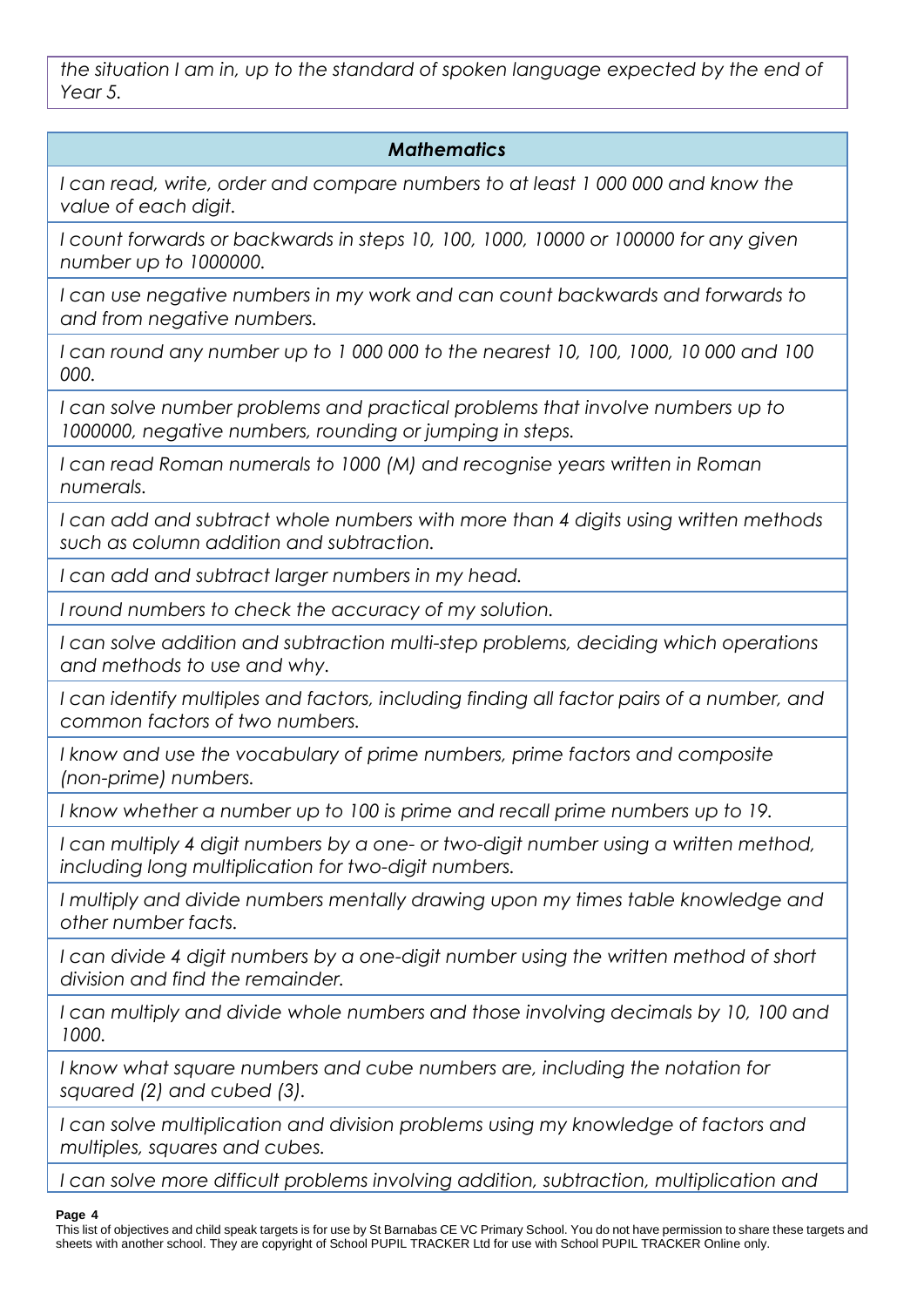*the situation I am in, up to the standard of spoken language expected by the end of Year 5.*

| ***Mathematics*** |
| --- |
| *I can read, write, order and compare numbers to at least 1 000 000 and know the value of each digit.* |
| *I count forwards or backwards in steps 10, 100, 1000, 10000 or 100000 for any given number up to 1000000.* |
| *I can use negative numbers in my work and can count backwards and forwards to and from negative numbers.* |
| *I can round any number up to 1 000 000 to the nearest 10, 100, 1000, 10 000 and 100 000.* |
| *I can solve number problems and practical problems that involve numbers up to 1000000, negative numbers, rounding or jumping in steps.* |
| *I can read Roman numerals to 1000 (M) and recognise years written in Roman numerals.* |
| *I can add and subtract whole numbers with more than 4 digits using written methods such as column addition and subtraction.* |
| *I can add and subtract larger numbers in my head.* |
| *I round numbers to check the accuracy of my solution.* |
| *I can solve addition and subtraction multi-step problems, deciding which operations and methods to use and why.* |
| *I can identify multiples and factors, including finding all factor pairs of a number, and common factors of two numbers.* |
| *I know and use the vocabulary of prime numbers, prime factors and composite (non-prime) numbers.* |
| *I know whether a number up to 100 is prime and recall prime numbers up to 19.* |
| *I can multiply 4 digit numbers by a one- or two-digit number using a written method, including long multiplication for two-digit numbers.* |
| *I multiply and divide numbers mentally drawing upon my times table knowledge and other number facts.* |
| *I can divide 4 digit numbers by a one-digit number using the written method of short division and find the remainder.* |
| *I can multiply and divide whole numbers and those involving decimals by 10, 100 and 1000.* |
| *I know what square numbers and cube numbers are, including the notation for squared (2) and cubed (3).* |
| *I can solve multiplication and division problems using my knowledge of factors and multiples, squares and cubes.* |
| *I can solve more difficult problems involving addition, subtraction, multiplication and* |

This list of objectives and child speak targets is for use by St Barnabas CE VC Primary School. You do not have permission to share these targets and sheets with another school. They are copyright of School PUPIL TRACKER Ltd for use with School PUPIL TRACKER Online only.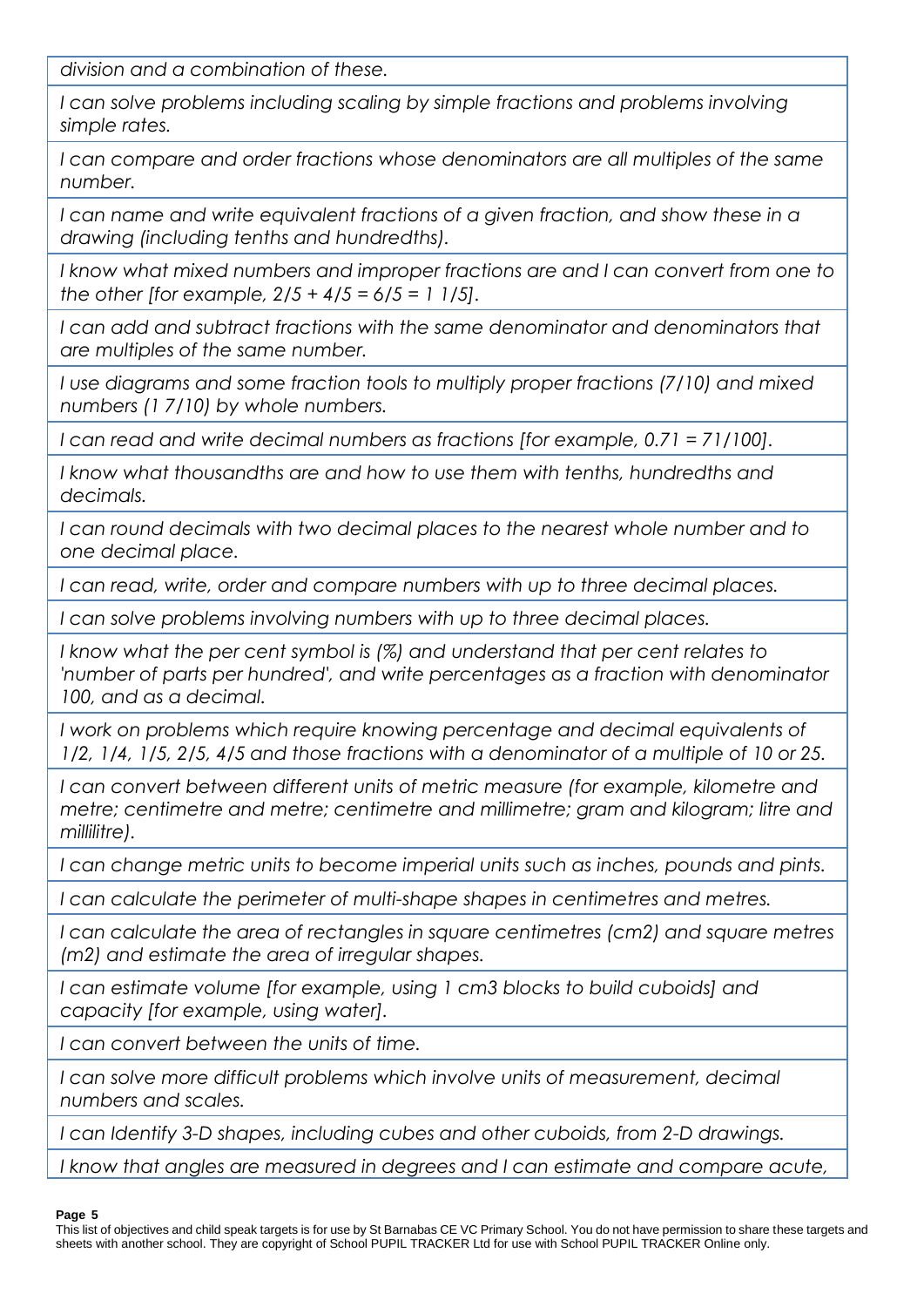| |
|---|
| *division and a combination of these.* |
| *I can solve problems including scaling by simple fractions and problems involving simple rates.* |
| *I can compare and order fractions whose denominators are all multiples of the same number.* |
| *I can name and write equivalent fractions of a given fraction, and show these in a drawing (including tenths and hundredths).* |
| *I know what mixed numbers and improper fractions are and I can convert from one to the other [for example, 2/5 + 4/5 = 6/5 = 1 1/5].* |
| *I can add and subtract fractions with the same denominator and denominators that are multiples of the same number.* |
| *I use diagrams and some fraction tools to multiply proper fractions (7/10) and mixed numbers (1 7/10) by whole numbers.* |
| *I can read and write decimal numbers as fractions [for example, 0.71 = 71/100].* |
| *I know what thousandths are and how to use them with tenths, hundredths and decimals.* |
| *I can round decimals with two decimal places to the nearest whole number and to one decimal place.* |
| *I can read, write, order and compare numbers with up to three decimal places.* |
| *I can solve problems involving numbers with up to three decimal places.* |
| *I know what the per cent symbol is (%) and understand that per cent relates to 'number of parts per hundred', and write percentages as a fraction with denominator 100, and as a decimal.* |
| *I work on problems which require knowing percentage and decimal equivalents of 1/2, 1/4, 1/5, 2/5, 4/5 and those fractions with a denominator of a multiple of 10 or 25.* |
| *I can convert between different units of metric measure (for example, kilometre and metre; centimetre and metre; centimetre and millimetre; gram and kilogram; litre and millilitre).* |
| *I can change metric units to become imperial units such as inches, pounds and pints.* |
| *I can calculate the perimeter of multi-shape shapes in centimetres and metres.* |
| *I can calculate the area of rectangles in square centimetres (cm2) and square metres (m2) and estimate the area of irregular shapes.* |
| *I can estimate volume [for example, using 1 cm3 blocks to build cuboids] and capacity [for example, using water].* |
| *I can convert between the units of time.* |
| *I can solve more difficult problems which involve units of measurement, decimal numbers and scales.* |
| *I can Identify 3-D shapes, including cubes and other cuboids, from 2-D drawings.* |
| *I know that angles are measured in degrees and I can estimate and compare acute,* |

This list of objectives and child speak targets is for use by St Barnabas CE VC Primary School. You do not have permission to share these targets and sheets with another school. They are copyright of School PUPIL TRACKER Ltd for use with School PUPIL TRACKER Online only.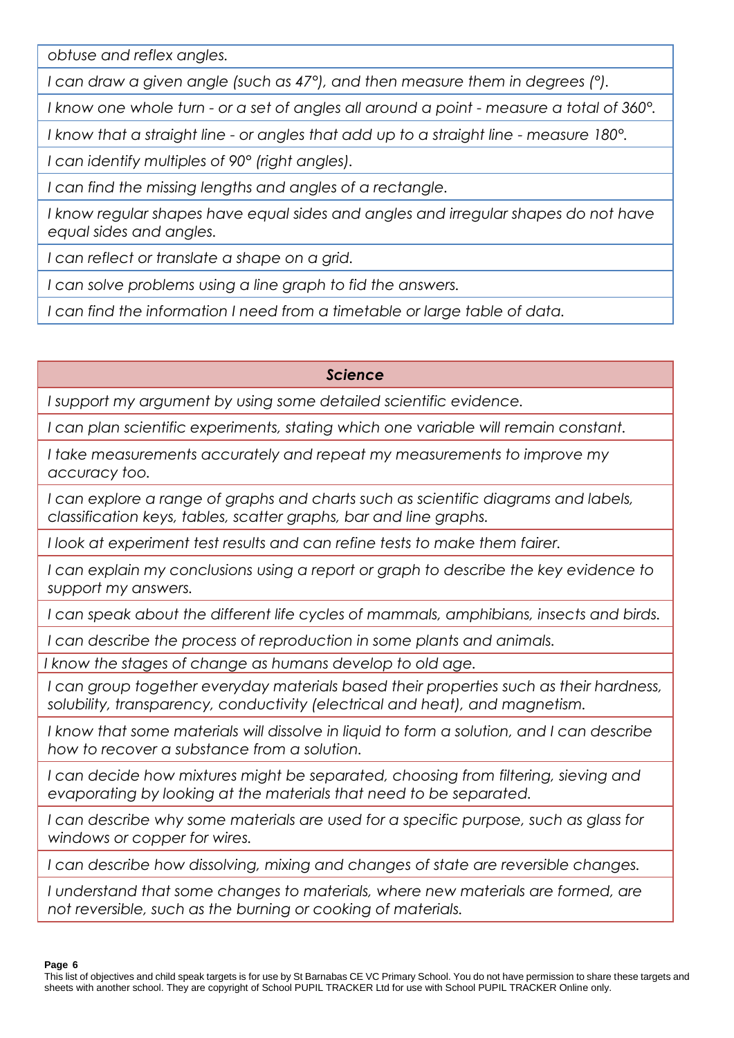| |
|---|
| *obtuse and reflex angles.* |
| *I can draw a given angle (such as 47°), and then measure them in degrees (°).* |
| *I know one whole turn - or a set of angles all around a point - measure a total of 360°.* |
| *I know that a straight line - or angles that add up to a straight line - measure 180°.* |
| *I can identify multiples of 90° (right angles).* |
| *I can find the missing lengths and angles of a rectangle.* |
| *I know regular shapes have equal sides and angles and irregular shapes do not have equal sides and angles.* |
| *I can reflect or translate a shape on a grid.* |
| *I can solve problems using a line graph to fid the answers.* |
| *I can find the information I need from a timetable or large table of data.* |

| ***Science*** |
|---|
| *I support my argument by using some detailed scientific evidence.* |
| *I can plan scientific experiments, stating which one variable will remain constant.* |
| *I take measurements accurately and repeat my measurements to improve my accuracy too.* |
| *I can explore a range of graphs and charts such as scientific diagrams and labels, classification keys, tables, scatter graphs, bar and line graphs.* |
| *I look at experiment test results and can refine tests to make them fairer.* |
| *I can explain my conclusions using a report or graph to describe the key evidence to support my answers.* |
| *I can speak about the different life cycles of mammals, amphibians, insects and birds.* |
| *I can describe the process of reproduction in some plants and animals.* |
| *I know the stages of change as humans develop to old age.* |
| *I can group together everyday materials based their properties such as their hardness, solubility, transparency, conductivity (electrical and heat), and magnetism.* |
| *I know that some materials will dissolve in liquid to form a solution, and I can describe how to recover a substance from a solution.* |
| *I can decide how mixtures might be separated, choosing from filtering, sieving and evaporating by looking at the materials that need to be separated.* |
| *I can describe why some materials are used for a specific purpose, such as glass for windows or copper for wires.* |
| *I can describe how dissolving, mixing and changes of state are reversible changes.* |
| *I understand that some changes to materials, where new materials are formed, are not reversible, such as the burning or cooking of materials.* |

This list of objectives and child speak targets is for use by St Barnabas CE VC Primary School. You do not have permission to share these targets and sheets with another school. They are copyright of School PUPIL TRACKER Ltd for use with School PUPIL TRACKER Online only.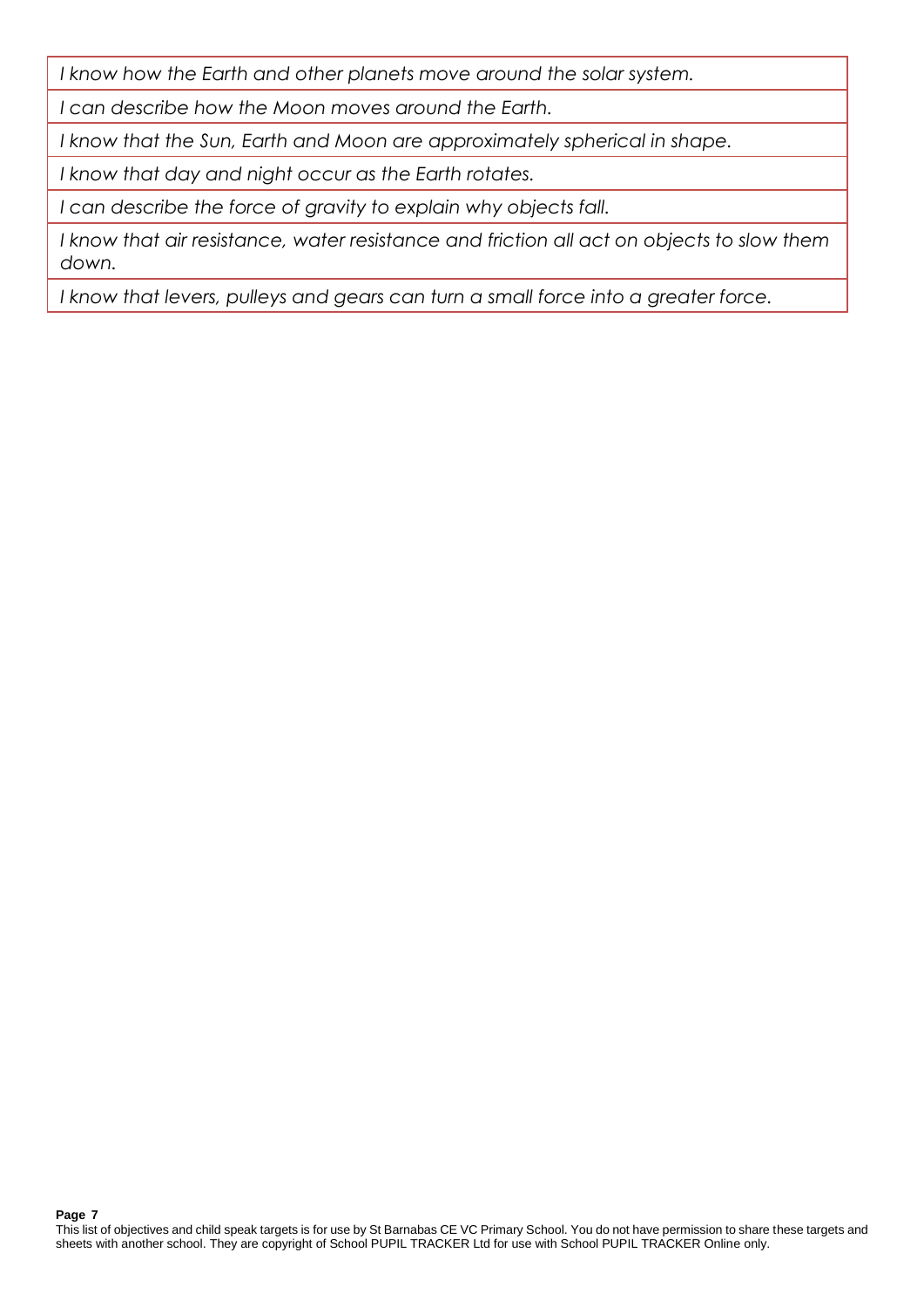| |
|---|
| *I know how the Earth and other planets move around the solar system.* |
| *I can describe how the Moon moves around the Earth.* |
| *I know that the Sun, Earth and Moon are approximately spherical in shape.* |
| *I know that day and night occur as the Earth rotates.* |
| *I can describe the force of gravity to explain why objects fall.* |
| *I know that air resistance, water resistance and friction all act on objects to slow them down.* |
| *I know that levers, pulleys and gears can turn a small force into a greater force.* |